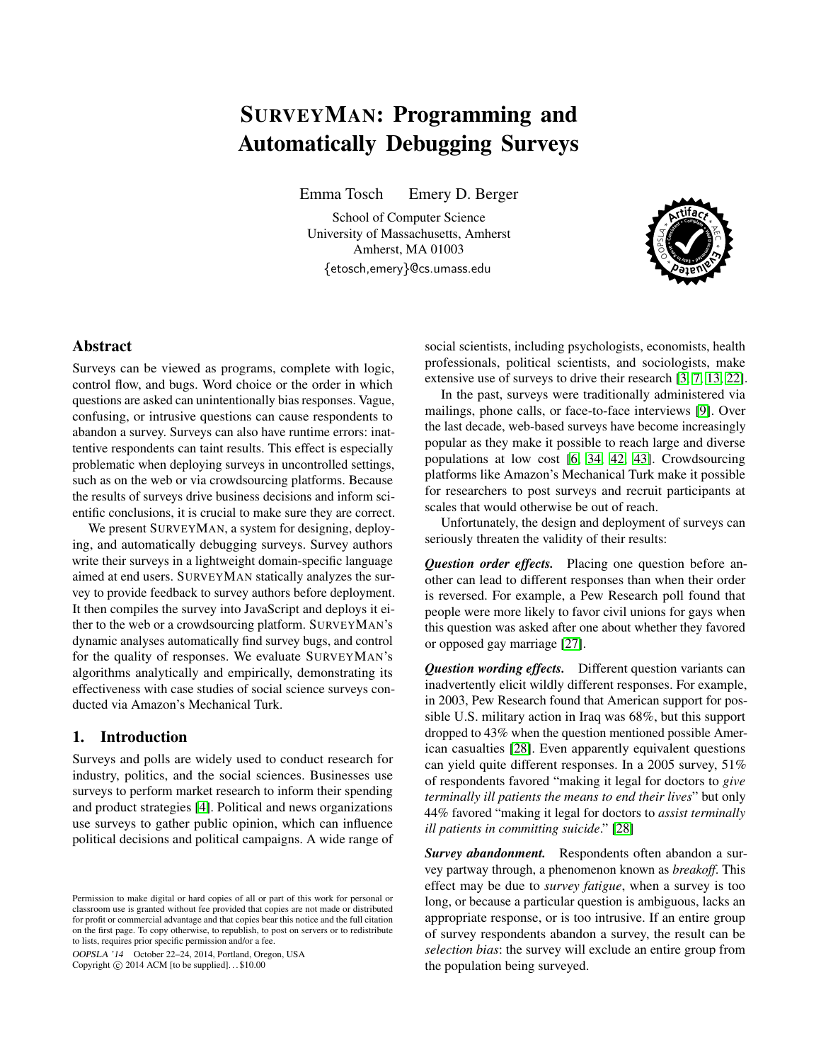# SurveyMan: Programming and Automatically Debugging Surveys

Emma Tosch Emery D. Berger

School of Computer Science
University of Massachusetts, Amherst
Amherst, MA 01003
{etosch,emery}@cs.umass.edu

## Abstract

Surveys can be viewed as programs, complete with logic, control flow, and bugs. Word choice or the order in which questions are asked can unintentionally bias responses. Vague, confusing, or intrusive questions can cause respondents to abandon a survey. Surveys can also have runtime errors: inattentive respondents can taint results. This effect is especially problematic when deploying surveys in uncontrolled settings, such as on the web or via crowdsourcing platforms. Because the results of surveys drive business decisions and inform scientific conclusions, it is crucial to make sure they are correct.

We present SurveyMan, a system for designing, deploying, and automatically debugging surveys. Survey authors write their surveys in a lightweight domain-specific language aimed at end users. SurveyMan statically analyzes the survey to provide feedback to survey authors before deployment. It then compiles the survey into JavaScript and deploys it either to the web or a crowdsourcing platform. SurveyMan's dynamic analyses automatically find survey bugs, and control for the quality of responses. We evaluate SurveyMan's algorithms analytically and empirically, demonstrating its effectiveness with case studies of social science surveys conducted via Amazon's Mechanical Turk.

## 1. Introduction

Surveys and polls are widely used to conduct research for industry, politics, and the social sciences. Businesses use surveys to perform market research to inform their spending and product strategies [4]. Political and news organizations use surveys to gather public opinion, which can influence political decisions and political campaigns. A wide range of social scientists, including psychologists, economists, health professionals, political scientists, and sociologists, make extensive use of surveys to drive their research [3, 7, 13, 22].

In the past, surveys were traditionally administered via mailings, phone calls, or face-to-face interviews [9]. Over the last decade, web-based surveys have become increasingly popular as they make it possible to reach large and diverse populations at low cost [6, 34, 42, 43]. Crowdsourcing platforms like Amazon's Mechanical Turk make it possible for researchers to post surveys and recruit participants at scales that would otherwise be out of reach.

Unfortunately, the design and deployment of surveys can seriously threaten the validity of their results:

***Question order effects.*** Placing one question before another can lead to different responses than when their order is reversed. For example, a Pew Research poll found that people were more likely to favor civil unions for gays when this question was asked after one about whether they favored or opposed gay marriage [27].

***Question wording effects.*** Different question variants can inadvertently elicit wildly different responses. For example, in 2003, Pew Research found that American support for possible U.S. military action in Iraq was 68%, but this support dropped to 43% when the question mentioned possible American casualties [28]. Even apparently equivalent questions can yield quite different responses. In a 2005 survey, 51% of respondents favored "making it legal for doctors to *give terminally ill patients the means to end their lives*" but only 44% favored "making it legal for doctors to *assist terminally ill patients in committing suicide*." [28]

***Survey abandonment.*** Respondents often abandon a survey partway through, a phenomenon known as *breakoff*. This effect may be due to *survey fatigue*, when a survey is too long, or because a particular question is ambiguous, lacks an appropriate response, or is too intrusive. If an entire group of survey respondents abandon a survey, the result can be *selection bias*: the survey will exclude an entire group from the population being surveyed.

Permission to make digital or hard copies of all or part of this work for personal or classroom use is granted without fee provided that copies are not made or distributed for profit or commercial advantage and that copies bear this notice and the full citation on the first page. To copy otherwise, to republish, to post on servers or to redistribute to lists, requires prior specific permission and/or a fee.

*OOPSLA '14* October 22–24, 2014, Portland, Oregon, USA
Copyright © 2014 ACM [to be supplied]. . . $10.00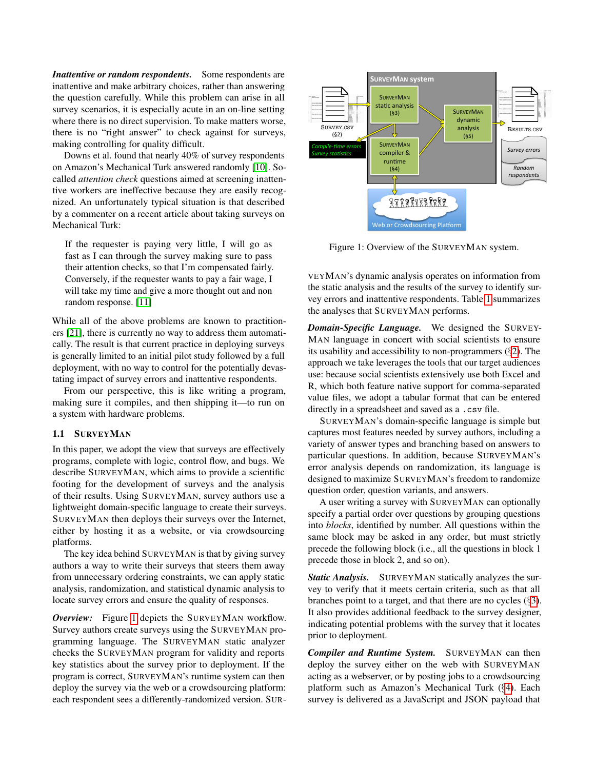***Inattentive or random respondents.*** Some respondents are inattentive and make arbitrary choices, rather than answering the question carefully. While this problem can arise in all survey scenarios, it is especially acute in an on-line setting where there is no direct supervision. To make matters worse, there is no "right answer" to check against for surveys, making controlling for quality difficult.

Downs et al. found that nearly 40% of survey respondents on Amazon's Mechanical Turk answered randomly [10]. So-called *attention check* questions aimed at screening inattentive workers are ineffective because they are easily recognized. An unfortunately typical situation is that described by a commenter on a recent article about taking surveys on Mechanical Turk:

> If the requester is paying very little, I will go as fast as I can through the survey making sure to pass their attention checks, so that I'm compensated fairly. Conversely, if the requester wants to pay a fair wage, I will take my time and give a more thought out and non random response. [11]

While all of the above problems are known to practitioners [21], there is currently no way to address them automatically. The result is that current practice in deploying surveys is generally limited to an initial pilot study followed by a full deployment, with no way to control for the potentially devastating impact of survey errors and inattentive respondents.

From our perspective, this is like writing a program, making sure it compiles, and then shipping it—to run on a system with hardware problems.

### 1.1 SurveyMan

In this paper, we adopt the view that surveys are effectively programs, complete with logic, control flow, and bugs. We describe SurveyMan, which aims to provide a scientific footing for the development of surveys and the analysis of their results. Using SurveyMan, survey authors use a lightweight domain-specific language to create their surveys. SurveyMan then deploys their surveys over the Internet, either by hosting it as a website, or via crowdsourcing platforms.

The key idea behind SurveyMan is that by giving survey authors a way to write their surveys that steers them away from unnecessary ordering constraints, we can apply static analysis, randomization, and statistical dynamic analysis to locate survey errors and ensure the quality of responses.

***Overview:*** Figure 1 depicts the SurveyMan workflow. Survey authors create surveys using the SurveyMan programming language. The SurveyMan static analyzer checks the SurveyMan program for validity and reports key statistics about the survey prior to deployment. If the program is correct, SurveyMan's runtime system can then deploy the survey via the web or a crowdsourcing platform: each respondent sees a differently-randomized version. SurveyMan's dynamic analysis operates on information from the static analysis and the results of the survey to identify survey errors and inattentive respondents. Table 1 summarizes the analyses that SurveyMan performs.

Figure 1: Overview of the SurveyMan system.

***Domain-Specific Language.*** We designed the SurveyMan language in concert with social scientists to ensure its usability and accessibility to non-programmers (§2). The approach we take leverages the tools that our target audiences use: because social scientists extensively use both Excel and R, which both feature native support for comma-separated value files, we adopt a tabular format that can be entered directly in a spreadsheet and saved as a `.csv` file.

SurveyMan's domain-specific language is simple but captures most features needed by survey authors, including a variety of answer types and branching based on answers to particular questions. In addition, because SurveyMan's error analysis depends on randomization, its language is designed to maximize SurveyMan's freedom to randomize question order, question variants, and answers.

A user writing a survey with SurveyMan can optionally specify a partial order over questions by grouping questions into *blocks*, identified by number. All questions within the same block may be asked in any order, but must strictly precede the following block (i.e., all the questions in block 1 precede those in block 2, and so on).

***Static Analysis.*** SurveyMan statically analyzes the survey to verify that it meets certain criteria, such as that all branches point to a target, and that there are no cycles (§3). It also provides additional feedback to the survey designer, indicating potential problems with the survey that it locates prior to deployment.

***Compiler and Runtime System.*** SurveyMan can then deploy the survey either on the web with SurveyMan acting as a webserver, or by posting jobs to a crowdsourcing platform such as Amazon's Mechanical Turk (§4). Each survey is delivered as a JavaScript and JSON payload that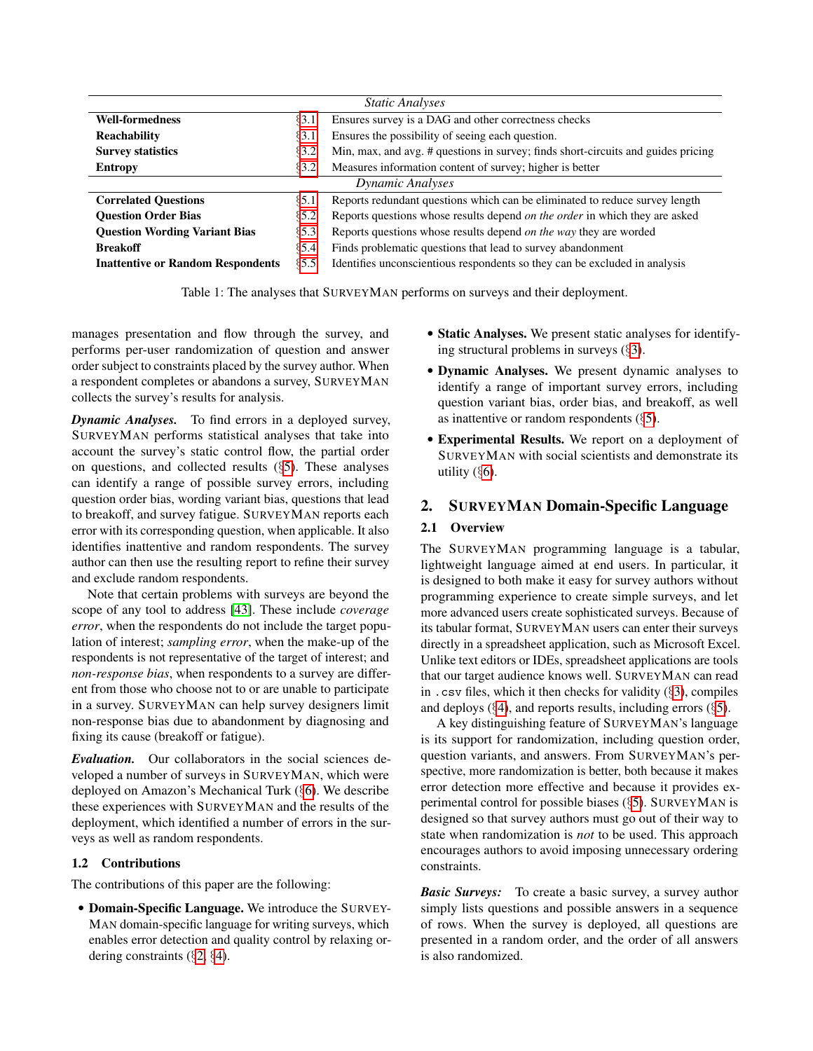| | | |
|---|---|---|
| *Static Analyses* | | |
| **Well-formedness** | §3.1 | Ensures survey is a DAG and other correctness checks |
| **Reachability** | §3.1 | Ensures the possibility of seeing each question. |
| **Survey statistics** | §3.2 | Min, max, and avg. # questions in survey; finds short-circuits and guides pricing |
| **Entropy** | §3.2 | Measures information content of survey; higher is better |
| *Dynamic Analyses* | | |
| **Correlated Questions** | §5.1 | Reports redundant questions which can be eliminated to reduce survey length |
| **Question Order Bias** | §5.2 | Reports questions whose results depend *on the order* in which they are asked |
| **Question Wording Variant Bias** | §5.3 | Reports questions whose results depend *on the way* they are worded |
| **Breakoff** | §5.4 | Finds problematic questions that lead to survey abandonment |
| **Inattentive or Random Respondents** | §5.5 | Identifies unconscientious respondents so they can be excluded in analysis |

Table 1: The analyses that SURVEYMAN performs on surveys and their deployment.

manages presentation and flow through the survey, and performs per-user randomization of question and answer order subject to constraints placed by the survey author. When a respondent completes or abandons a survey, SURVEYMAN collects the survey's results for analysis.

***Dynamic Analyses.*** To find errors in a deployed survey, SURVEYMAN performs statistical analyses that take into account the survey's static control flow, the partial order on questions, and collected results (§5). These analyses can identify a range of possible survey errors, including question order bias, wording variant bias, questions that lead to breakoff, and survey fatigue. SURVEYMAN reports each error with its corresponding question, when applicable. It also identifies inattentive and random respondents. The survey author can then use the resulting report to refine their survey and exclude random respondents.

Note that certain problems with surveys are beyond the scope of any tool to address [43]. These include *coverage error*, when the respondents do not include the target population of interest; *sampling error*, when the make-up of the respondents is not representative of the target of interest; and *non-response bias*, when respondents to a survey are different from those who choose not to or are unable to participate in a survey. SURVEYMAN can help survey designers limit non-response bias due to abandonment by diagnosing and fixing its cause (breakoff or fatigue).

***Evaluation.*** Our collaborators in the social sciences developed a number of surveys in SURVEYMAN, which were deployed on Amazon's Mechanical Turk (§6). We describe these experiences with SURVEYMAN and the results of the deployment, which identified a number of errors in the surveys as well as random respondents.

### 1.2 Contributions

The contributions of this paper are the following:

- **Domain-Specific Language.** We introduce the SURVEYMAN domain-specific language for writing surveys, which enables error detection and quality control by relaxing ordering constraints (§2, §4).
- **Static Analyses.** We present static analyses for identifying structural problems in surveys (§3).
- **Dynamic Analyses.** We present dynamic analyses to identify a range of important survey errors, including question variant bias, order bias, and breakoff, as well as inattentive or random respondents (§5).
- **Experimental Results.** We report on a deployment of SURVEYMAN with social scientists and demonstrate its utility (§6).

## 2. SURVEYMAN Domain-Specific Language

### 2.1 Overview

The SURVEYMAN programming language is a tabular, lightweight language aimed at end users. In particular, it is designed to both make it easy for survey authors without programming experience to create simple surveys, and let more advanced users create sophisticated surveys. Because of its tabular format, SURVEYMAN users can enter their surveys directly in a spreadsheet application, such as Microsoft Excel. Unlike text editors or IDEs, spreadsheet applications are tools that our target audience knows well. SURVEYMAN can read in `.csv` files, which it then checks for validity (§3), compiles and deploys (§4), and reports results, including errors (§5).

A key distinguishing feature of SURVEYMAN's language is its support for randomization, including question order, question variants, and answers. From SURVEYMAN's perspective, more randomization is better, both because it makes error detection more effective and because it provides experimental control for possible biases (§5). SURVEYMAN is designed so that survey authors must go out of their way to state when randomization is *not* to be used. This approach encourages authors to avoid imposing unnecessary ordering constraints.

***Basic Surveys:*** To create a basic survey, a survey author simply lists questions and possible answers in a sequence of rows. When the survey is deployed, all questions are presented in a random order, and the order of all answers is also randomized.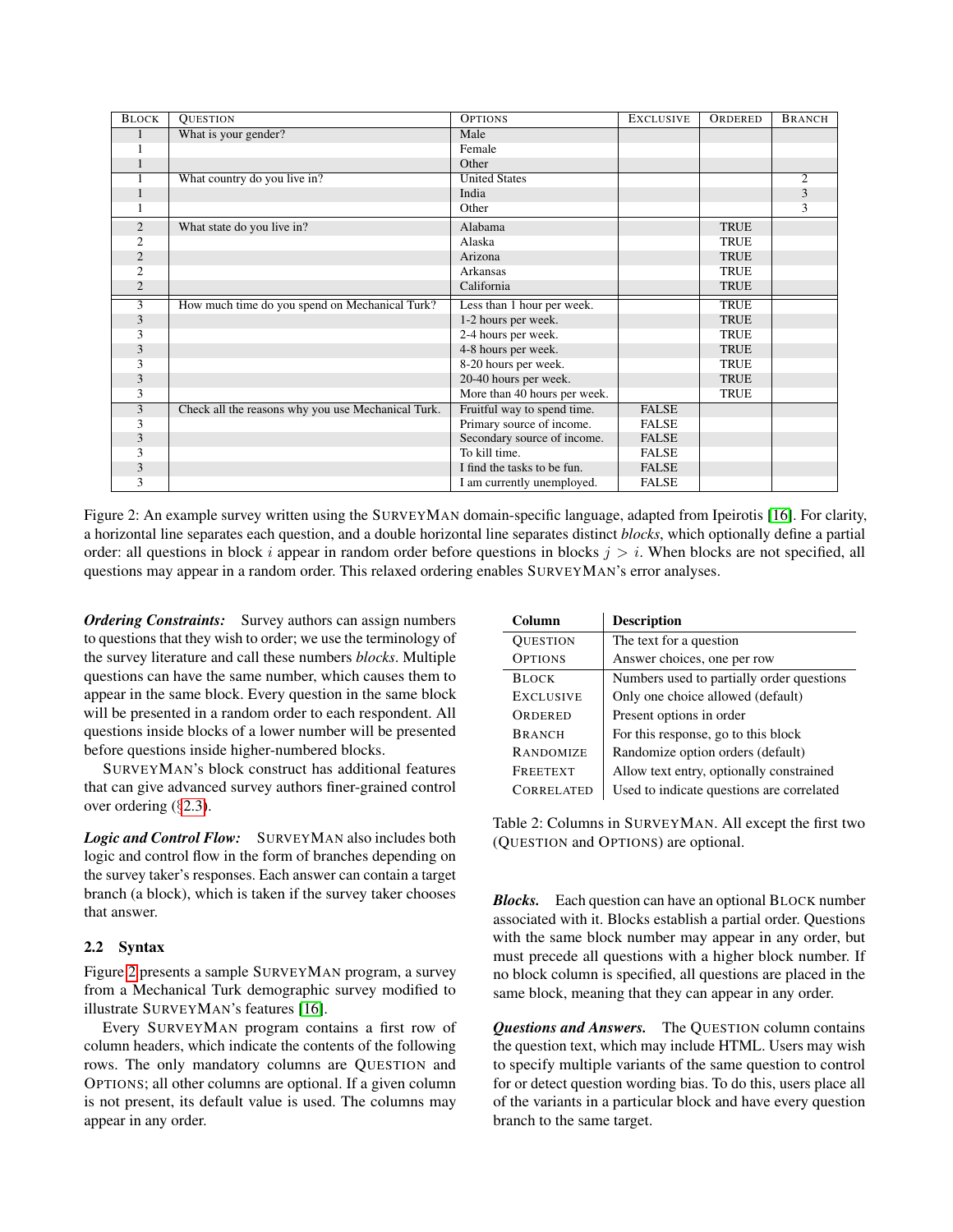| Block | Question | Options | Exclusive | Ordered | Branch |
| --- | --- | --- | --- | --- | --- |
| 1 | What is your gender? | Male | | | |
| 1 | | Female | | | |
| 1 | | Other | | | |
| 1 | What country do you live in? | United States | | | 2 |
| 1 | | India | | | 3 |
| 1 | | Other | | | 3 |
| 2 | What state do you live in? | Alabama | | TRUE | |
| 2 | | Alaska | | TRUE | |
| 2 | | Arizona | | TRUE | |
| 2 | | Arkansas | | TRUE | |
| 2 | | California | | TRUE | |
| 3 | How much time do you spend on Mechanical Turk? | Less than 1 hour per week. | | TRUE | |
| 3 | | 1-2 hours per week. | | TRUE | |
| 3 | | 2-4 hours per week. | | TRUE | |
| 3 | | 4-8 hours per week. | | TRUE | |
| 3 | | 8-20 hours per week. | | TRUE | |
| 3 | | 20-40 hours per week. | | TRUE | |
| 3 | | More than 40 hours per week. | | TRUE | |
| 3 | Check all the reasons why you use Mechanical Turk. | Fruitful way to spend time. | FALSE | | |
| 3 | | Primary source of income. | FALSE | | |
| 3 | | Secondary source of income. | FALSE | | |
| 3 | | To kill time. | FALSE | | |
| 3 | | I find the tasks to be fun. | FALSE | | |
| 3 | | I am currently unemployed. | FALSE | | |

Figure 2: An example survey written using the SurveyMan domain-specific language, adapted from Ipeirotis [16]. For clarity, a horizontal line separates each question, and a double horizontal line separates distinct *blocks*, which optionally define a partial order: all questions in block $i$ appear in random order before questions in blocks $j > i$. When blocks are not specified, all questions may appear in a random order. This relaxed ordering enables SurveyMan's error analyses.

***Ordering Constraints:*** Survey authors can assign numbers to questions that they wish to order; we use the terminology of the survey literature and call these numbers *blocks*. Multiple questions can have the same number, which causes them to appear in the same block. Every question in the same block will be presented in a random order to each respondent. All questions inside blocks of a lower number will be presented before questions inside higher-numbered blocks.

SurveyMan's block construct has additional features that can give advanced survey authors finer-grained control over ordering (§2.3).

***Logic and Control Flow:*** SurveyMan also includes both logic and control flow in the form of branches depending on the survey taker's responses. Each answer can contain a target branch (a block), which is taken if the survey taker chooses that answer.

### 2.2 Syntax

Figure 2 presents a sample SurveyMan program, a survey from a Mechanical Turk demographic survey modified to illustrate SurveyMan's features [16].

Every SurveyMan program contains a first row of column headers, which indicate the contents of the following rows. The only mandatory columns are Question and Options; all other columns are optional. If a given column is not present, its default value is used. The columns may appear in any order.

| Column | Description |
| --- | --- |
| Question | The text for a question |
| Options | Answer choices, one per row |
| Block | Numbers used to partially order questions |
| Exclusive | Only one choice allowed (default) |
| Ordered | Present options in order |
| Branch | For this response, go to this block |
| Randomize | Randomize option orders (default) |
| Freetext | Allow text entry, optionally constrained |
| Correlated | Used to indicate questions are correlated |

Table 2: Columns in SurveyMan. All except the first two (Question and Options) are optional.

***Blocks.*** Each question can have an optional Block number associated with it. Blocks establish a partial order. Questions with the same block number may appear in any order, but must precede all questions with a higher block number. If no block column is specified, all questions are placed in the same block, meaning that they can appear in any order.

***Questions and Answers.*** The Question column contains the question text, which may include HTML. Users may wish to specify multiple variants of the same question to control for or detect question wording bias. To do this, users place all of the variants in a particular block and have every question branch to the same target.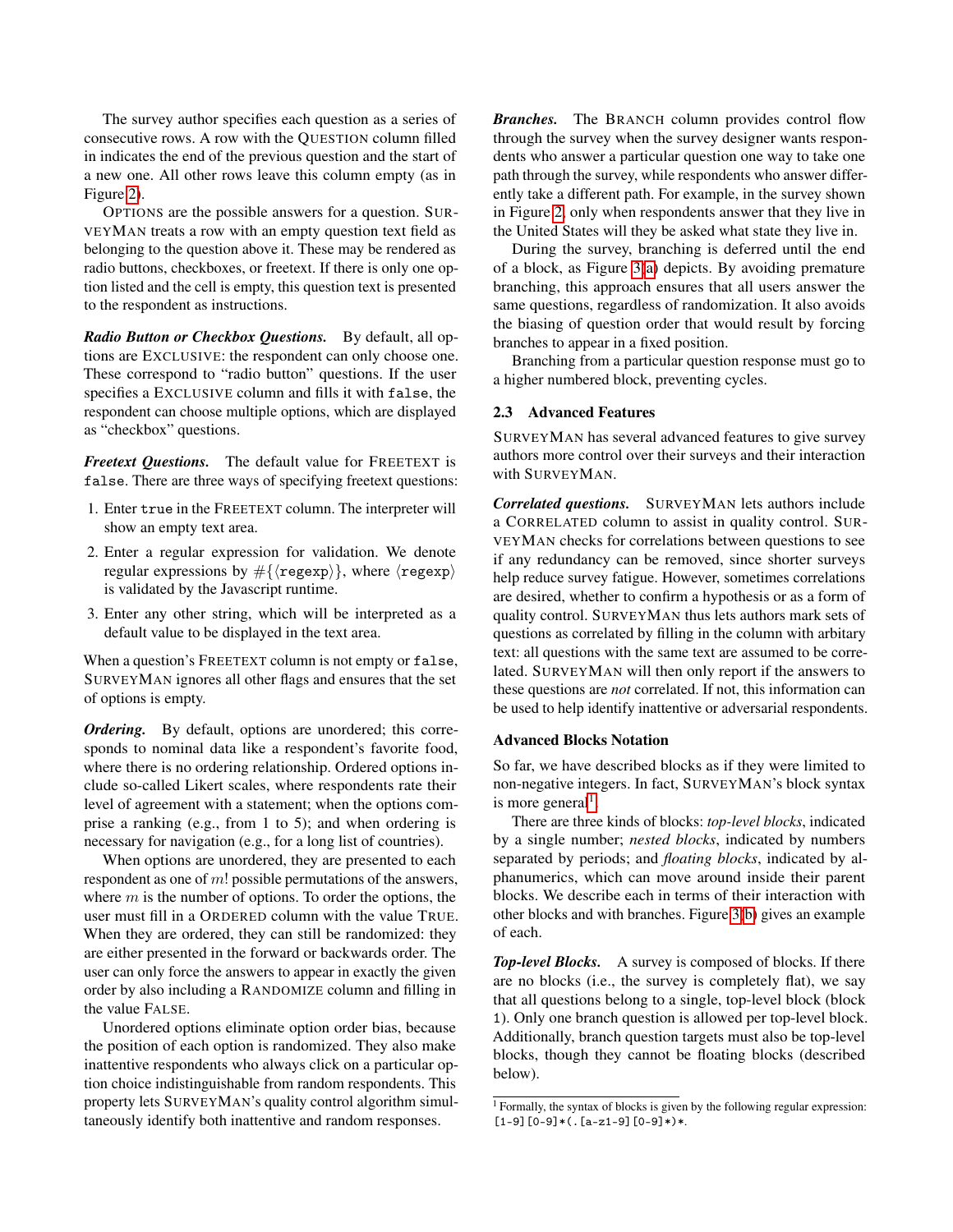The survey author specifies each question as a series of consecutive rows. A row with the QUESTION column filled in indicates the end of the previous question and the start of a new one. All other rows leave this column empty (as in Figure 2).

OPTIONS are the possible answers for a question. SURVEYMAN treats a row with an empty question text field as belonging to the question above it. These may be rendered as radio buttons, checkboxes, or freetext. If there is only one option listed and the cell is empty, this question text is presented to the respondent as instructions.

***Radio Button or Checkbox Questions.*** By default, all options are EXCLUSIVE: the respondent can only choose one. These correspond to "radio button" questions. If the user specifies a EXCLUSIVE column and fills it with `false`, the respondent can choose multiple options, which are displayed as "checkbox" questions.

***Freetext Questions.*** The default value for FREETEXT is `false`. There are three ways of specifying freetext questions:

1. Enter `true` in the FREETEXT column. The interpreter will show an empty text area.
2. Enter a regular expression for validation. We denote regular expressions by $\#\{\langle \texttt{regexp} \rangle\}$, where $\langle \texttt{regexp} \rangle$ is validated by the Javascript runtime.
3. Enter any other string, which will be interpreted as a default value to be displayed in the text area.

When a question's FREETEXT column is not empty or `false`, SURVEYMAN ignores all other flags and ensures that the set of options is empty.

***Ordering.*** By default, options are unordered; this corresponds to nominal data like a respondent's favorite food, where there is no ordering relationship. Ordered options include so-called Likert scales, where respondents rate their level of agreement with a statement; when the options comprise a ranking (e.g., from 1 to 5); and when ordering is necessary for navigation (e.g., for a long list of countries).

When options are unordered, they are presented to each respondent as one of $m!$ possible permutations of the answers, where $m$ is the number of options. To order the options, the user must fill in a ORDERED column with the value TRUE. When they are ordered, they can still be randomized: they are either presented in the forward or backwards order. The user can only force the answers to appear in exactly the given order by also including a RANDOMIZE column and filling in the value FALSE.

Unordered options eliminate option order bias, because the position of each option is randomized. They also make inattentive respondents who always click on a particular option choice indistinguishable from random respondents. This property lets SURVEYMAN's quality control algorithm simultaneously identify both inattentive and random responses.

***Branches.*** The BRANCH column provides control flow through the survey when the survey designer wants respondents who answer a particular question one way to take one path through the survey, while respondents who answer differently take a different path. For example, in the survey shown in Figure 2, only when respondents answer that they live in the United States will they be asked what state they live in.

During the survey, branching is deferred until the end of a block, as Figure 3(a) depicts. By avoiding premature branching, this approach ensures that all users answer the same questions, regardless of randomization. It also avoids the biasing of question order that would result by forcing branches to appear in a fixed position.

Branching from a particular question response must go to a higher numbered block, preventing cycles.

### 2.3 Advanced Features

SURVEYMAN has several advanced features to give survey authors more control over their surveys and their interaction with SURVEYMAN.

***Correlated questions.*** SURVEYMAN lets authors include a CORRELATED column to assist in quality control. SURVEYMAN checks for correlations between questions to see if any redundancy can be removed, since shorter surveys help reduce survey fatigue. However, sometimes correlations are desired, whether to confirm a hypothesis or as a form of quality control. SURVEYMAN thus lets authors mark sets of questions as correlated by filling in the column with arbitary text: all questions with the same text are assumed to be correlated. SURVEYMAN will then only report if the answers to these questions are *not* correlated. If not, this information can be used to help identify inattentive or adversarial respondents.

#### Advanced Blocks Notation

So far, we have described blocks as if they were limited to non-negative integers. In fact, SURVEYMAN's block syntax is more general[1].

There are three kinds of blocks: *top-level blocks*, indicated by a single number; *nested blocks*, indicated by numbers separated by periods; and *floating blocks*, indicated by alphanumerics, which can move around inside their parent blocks. We describe each in terms of their interaction with other blocks and with branches. Figure 3(b) gives an example of each.

***Top-level Blocks.*** A survey is composed of blocks. If there are no blocks (i.e., the survey is completely flat), we say that all questions belong to a single, top-level block (block 1). Only one branch question is allowed per top-level block. Additionally, branch question targets must also be top-level blocks, though they cannot be floating blocks (described below).

[1] Formally, the syntax of blocks is given by the following regular expression: `[1-9][0-9]*(.[a-z1-9][0-9]*)*`.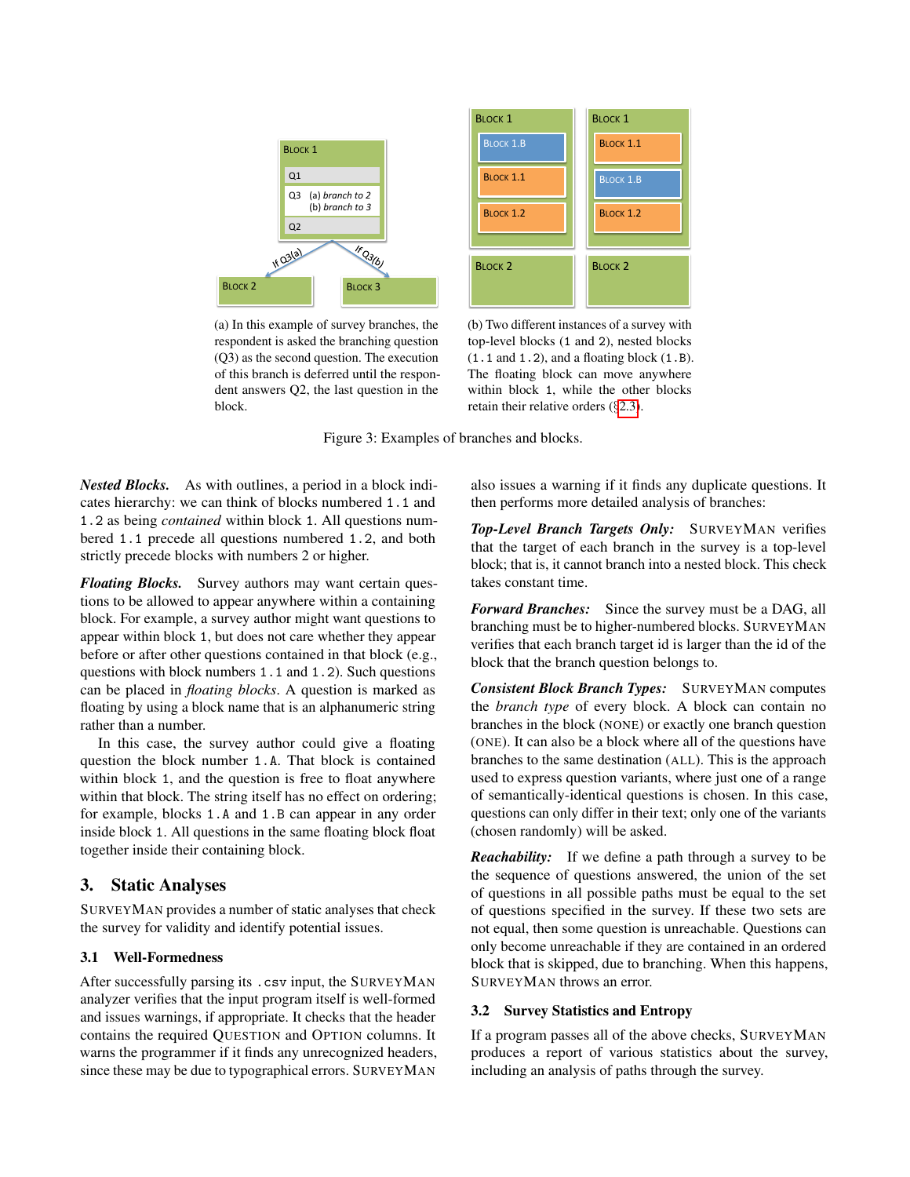(a) In this example of survey branches, the respondent is asked the branching question (Q3) as the second question. The execution of this branch is deferred until the respondent answers Q2, the last question in the block.

(b) Two different instances of a survey with top-level blocks (`1` and `2`), nested blocks (`1.1` and `1.2`), and a floating block (`1.B`). The floating block can move anywhere within block `1`, while the other blocks retain their relative orders (§2.3).

Figure 3: Examples of branches and blocks.

***Nested Blocks.*** As with outlines, a period in a block indicates hierarchy: we can think of blocks numbered `1.1` and `1.2` as being *contained* within block `1`. All questions numbered `1.1` precede all questions numbered `1.2`, and both strictly precede blocks with numbers 2 or higher.

***Floating Blocks.*** Survey authors may want certain questions to be allowed to appear anywhere within a containing block. For example, a survey author might want questions to appear within block `1`, but does not care whether they appear before or after other questions contained in that block (e.g., questions with block numbers `1.1` and `1.2`). Such questions can be placed in *floating blocks*. A question is marked as floating by using a block name that is an alphanumeric string rather than a number.

In this case, the survey author could give a floating question the block number `1.A`. That block is contained within block `1`, and the question is free to float anywhere within that block. The string itself has no effect on ordering; for example, blocks `1.A` and `1.B` can appear in any order inside block `1`. All questions in the same floating block float together inside their containing block.

## 3. Static Analyses

SurveyMan provides a number of static analyses that check the survey for validity and identify potential issues.

### 3.1 Well-Formedness

After successfully parsing its `.csv` input, the SurveyMan analyzer verifies that the input program itself is well-formed and issues warnings, if appropriate. It checks that the header contains the required Question and Option columns. It warns the programmer if it finds any unrecognized headers, since these may be due to typographical errors. SurveyMan also issues a warning if it finds any duplicate questions. It then performs more detailed analysis of branches:

***Top-Level Branch Targets Only:*** SurveyMan verifies that the target of each branch in the survey is a top-level block; that is, it cannot branch into a nested block. This check takes constant time.

***Forward Branches:*** Since the survey must be a DAG, all branching must be to higher-numbered blocks. SurveyMan verifies that each branch target id is larger than the id of the block that the branch question belongs to.

***Consistent Block Branch Types:*** SurveyMan computes the *branch type* of every block. A block can contain no branches in the block (None) or exactly one branch question (One). It can also be a block where all of the questions have branches to the same destination (All). This is the approach used to express question variants, where just one of a range of semantically-identical questions is chosen. In this case, questions can only differ in their text; only one of the variants (chosen randomly) will be asked.

***Reachability:*** If we define a path through a survey to be the sequence of questions answered, the union of the set of questions in all possible paths must be equal to the set of questions specified in the survey. If these two sets are not equal, then some question is unreachable. Questions can only become unreachable if they are contained in an ordered block that is skipped, due to branching. When this happens, SurveyMan throws an error.

### 3.2 Survey Statistics and Entropy

If a program passes all of the above checks, SurveyMan produces a report of various statistics about the survey, including an analysis of paths through the survey.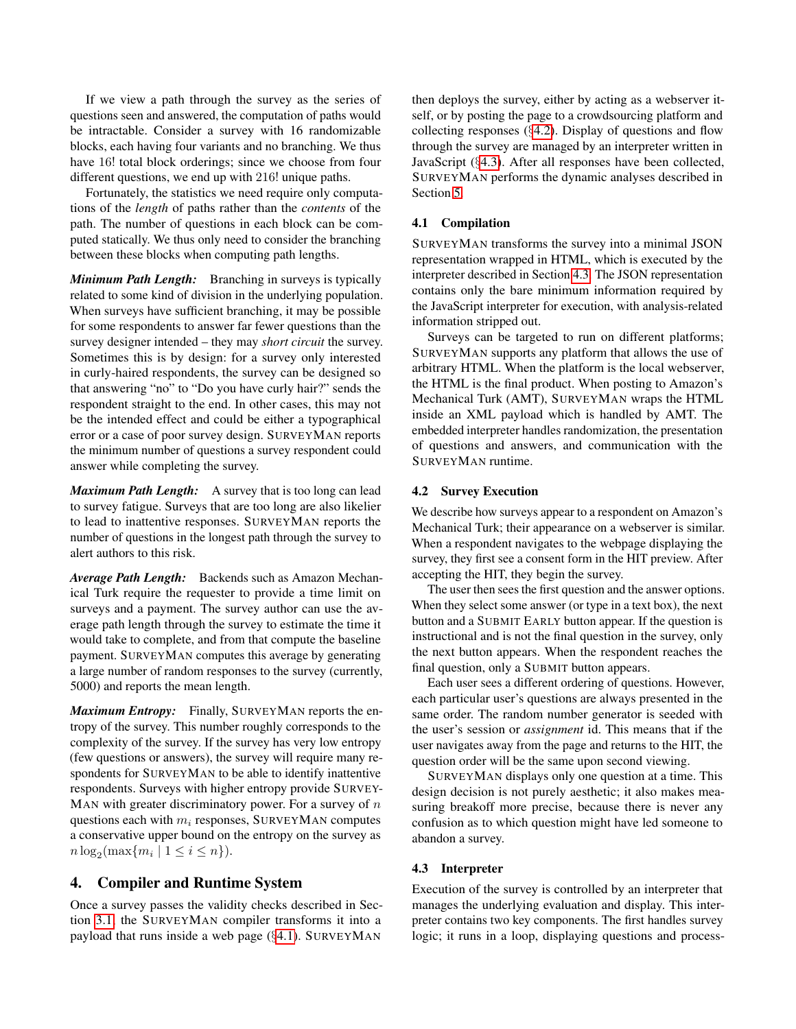If we view a path through the survey as the series of questions seen and answered, the computation of paths would be intractable. Consider a survey with 16 randomizable blocks, each having four variants and no branching. We thus have 16! total block orderings; since we choose from four different questions, we end up with 216! unique paths.

Fortunately, the statistics we need require only computations of the *length* of paths rather than the *contents* of the path. The number of questions in each block can be computed statically. We thus only need to consider the branching between these blocks when computing path lengths.

***Minimum Path Length:*** Branching in surveys is typically related to some kind of division in the underlying population. When surveys have sufficient branching, it may be possible for some respondents to answer far fewer questions than the survey designer intended – they may *short circuit* the survey. Sometimes this is by design: for a survey only interested in curly-haired respondents, the survey can be designed so that answering "no" to "Do you have curly hair?" sends the respondent straight to the end. In other cases, this may not be the intended effect and could be either a typographical error or a case of poor survey design. SurveyMan reports the minimum number of questions a survey respondent could answer while completing the survey.

***Maximum Path Length:*** A survey that is too long can lead to survey fatigue. Surveys that are too long are also likelier to lead to inattentive responses. SurveyMan reports the number of questions in the longest path through the survey to alert authors to this risk.

***Average Path Length:*** Backends such as Amazon Mechanical Turk require the requester to provide a time limit on surveys and a payment. The survey author can use the average path length through the survey to estimate the time it would take to complete, and from that compute the baseline payment. SurveyMan computes this average by generating a large number of random responses to the survey (currently, 5000) and reports the mean length.

***Maximum Entropy:*** Finally, SurveyMan reports the entropy of the survey. This number roughly corresponds to the complexity of the survey. If the survey has very low entropy (few questions or answers), the survey will require many respondents for SurveyMan to be able to identify inattentive respondents. Surveys with higher entropy provide SurveyMan with greater discriminatory power. For a survey of $n$ questions each with $m_i$ responses, SurveyMan computes a conservative upper bound on the entropy on the survey as $n \log_2(\max\{m_i \mid 1 \leq i \leq n\})$.

## 4. Compiler and Runtime System

Once a survey passes the validity checks described in Section 3.1, the SurveyMan compiler transforms it into a payload that runs inside a web page (§4.1). SurveyMan then deploys the survey, either by acting as a webserver itself, or by posting the page to a crowdsourcing platform and collecting responses (§4.2). Display of questions and flow through the survey are managed by an interpreter written in JavaScript (§4.3). After all responses have been collected, SurveyMan performs the dynamic analyses described in Section 5.

### 4.1 Compilation

SurveyMan transforms the survey into a minimal JSON representation wrapped in HTML, which is executed by the interpreter described in Section 4.3. The JSON representation contains only the bare minimum information required by the JavaScript interpreter for execution, with analysis-related information stripped out.

Surveys can be targeted to run on different platforms; SurveyMan supports any platform that allows the use of arbitrary HTML. When the platform is the local webserver, the HTML is the final product. When posting to Amazon's Mechanical Turk (AMT), SurveyMan wraps the HTML inside an XML payload which is handled by AMT. The embedded interpreter handles randomization, the presentation of questions and answers, and communication with the SurveyMan runtime.

### 4.2 Survey Execution

We describe how surveys appear to a respondent on Amazon's Mechanical Turk; their appearance on a webserver is similar. When a respondent navigates to the webpage displaying the survey, they first see a consent form in the HIT preview. After accepting the HIT, they begin the survey.

The user then sees the first question and the answer options. When they select some answer (or type in a text box), the next button and a Submit Early button appear. If the question is instructional and is not the final question in the survey, only the next button appears. When the respondent reaches the final question, only a Submit button appears.

Each user sees a different ordering of questions. However, each particular user's questions are always presented in the same order. The random number generator is seeded with the user's session or *assignment* id. This means that if the user navigates away from the page and returns to the HIT, the question order will be the same upon second viewing.

SurveyMan displays only one question at a time. This design decision is not purely aesthetic; it also makes measuring breakoff more precise, because there is never any confusion as to which question might have led someone to abandon a survey.

### 4.3 Interpreter

Execution of the survey is controlled by an interpreter that manages the underlying evaluation and display. This interpreter contains two key components. The first handles survey logic; it runs in a loop, displaying questions and process-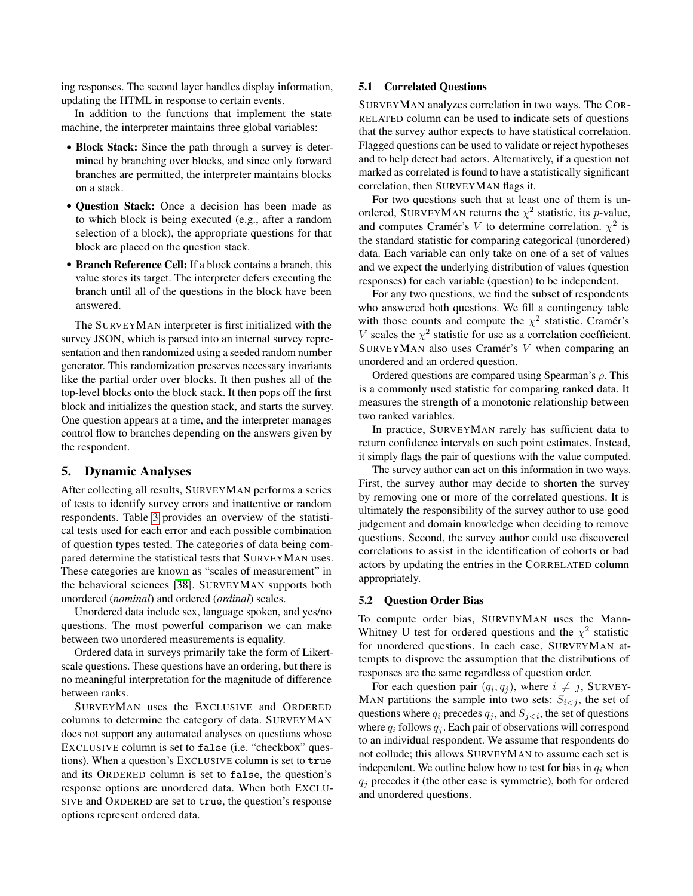ing responses. The second layer handles display information, updating the HTML in response to certain events.

In addition to the functions that implement the state machine, the interpreter maintains three global variables:

- **Block Stack:** Since the path through a survey is determined by branching over blocks, and since only forward branches are permitted, the interpreter maintains blocks on a stack.
- **Question Stack:** Once a decision has been made as to which block is being executed (e.g., after a random selection of a block), the appropriate questions for that block are placed on the question stack.
- **Branch Reference Cell:** If a block contains a branch, this value stores its target. The interpreter defers executing the branch until all of the questions in the block have been answered.

The SURVEYMAN interpreter is first initialized with the survey JSON, which is parsed into an internal survey representation and then randomized using a seeded random number generator. This randomization preserves necessary invariants like the partial order over blocks. It then pushes all of the top-level blocks onto the block stack. It then pops off the first block and initializes the question stack, and starts the survey. One question appears at a time, and the interpreter manages control flow to branches depending on the answers given by the respondent.

## 5. Dynamic Analyses

After collecting all results, SURVEYMAN performs a series of tests to identify survey errors and inattentive or random respondents. Table 3 provides an overview of the statistical tests used for each error and each possible combination of question types tested. The categories of data being compared determine the statistical tests that SURVEYMAN uses. These categories are known as "scales of measurement" in the behavioral sciences [38]. SURVEYMAN supports both unordered (*nominal*) and ordered (*ordinal*) scales.

Unordered data include sex, language spoken, and yes/no questions. The most powerful comparison we can make between two unordered measurements is equality.

Ordered data in surveys primarily take the form of Likert-scale questions. These questions have an ordering, but there is no meaningful interpretation for the magnitude of difference between ranks.

SURVEYMAN uses the EXCLUSIVE and ORDERED columns to determine the category of data. SURVEYMAN does not support any automated analyses on questions whose EXCLUSIVE column is set to `false` (i.e. "checkbox" questions). When a question's EXCLUSIVE column is set to `true` and its ORDERED column is set to `false`, the question's response options are unordered data. When both EXCLUSIVE and ORDERED are set to `true`, the question's response options represent ordered data.

### 5.1 Correlated Questions

SURVEYMAN analyzes correlation in two ways. The CORRELATED column can be used to indicate sets of questions that the survey author expects to have statistical correlation. Flagged questions can be used to validate or reject hypotheses and to help detect bad actors. Alternatively, if a question not marked as correlated is found to have a statistically significant correlation, then SURVEYMAN flags it.

For two questions such that at least one of them is unordered, SURVEYMAN returns the $\chi^2$ statistic, its $p$-value, and computes Cramér's $V$ to determine correlation. $\chi^2$ is the standard statistic for comparing categorical (unordered) data. Each variable can only take on one of a set of values and we expect the underlying distribution of values (question responses) for each variable (question) to be independent.

For any two questions, we find the subset of respondents who answered both questions. We fill a contingency table with those counts and compute the $\chi^2$ statistic. Cramér's $V$ scales the $\chi^2$ statistic for use as a correlation coefficient. SURVEYMAN also uses Cramér's $V$ when comparing an unordered and an ordered question.

Ordered questions are compared using Spearman's $\rho$. This is a commonly used statistic for comparing ranked data. It measures the strength of a monotonic relationship between two ranked variables.

In practice, SURVEYMAN rarely has sufficient data to return confidence intervals on such point estimates. Instead, it simply flags the pair of questions with the value computed.

The survey author can act on this information in two ways. First, the survey author may decide to shorten the survey by removing one or more of the correlated questions. It is ultimately the responsibility of the survey author to use good judgement and domain knowledge when deciding to remove questions. Second, the survey author could use discovered correlations to assist in the identification of cohorts or bad actors by updating the entries in the CORRELATED column appropriately.

### 5.2 Question Order Bias

To compute order bias, SURVEYMAN uses the Mann-Whitney U test for ordered questions and the $\chi^2$ statistic for unordered questions. In each case, SURVEYMAN attempts to disprove the assumption that the distributions of responses are the same regardless of question order.

For each question pair $(q_i, q_j)$, where $i \neq j$, SURVEYMAN partitions the sample into two sets: $S_{i<j}$, the set of questions where $q_i$ precedes $q_j$, and $S_{j<i}$, the set of questions where $q_i$ follows $q_j$. Each pair of observations will correspond to an individual respondent. We assume that respondents do not collude; this allows SURVEYMAN to assume each set is independent. We outline below how to test for bias in $q_i$ when $q_j$ precedes it (the other case is symmetric), both for ordered and unordered questions.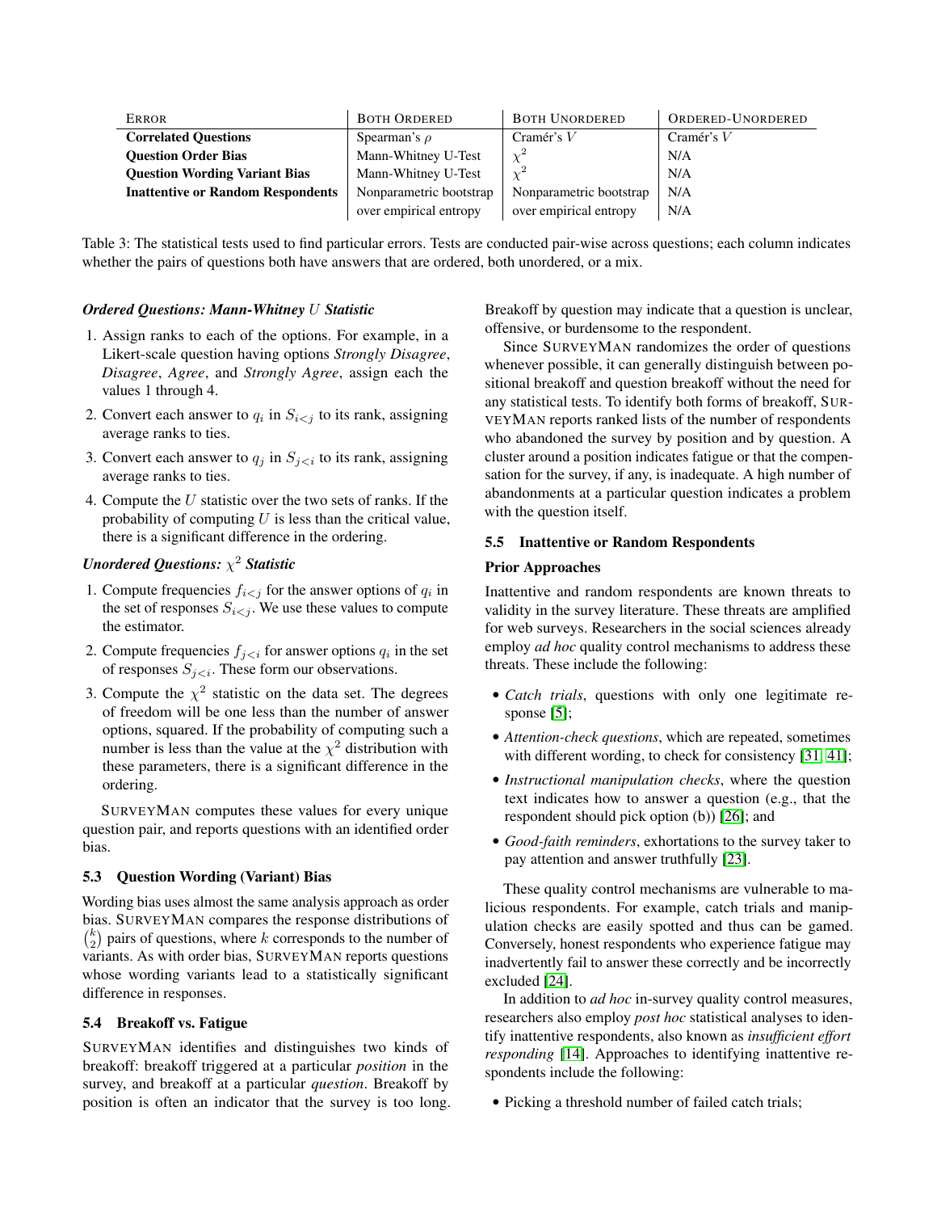| ERROR | BOTH ORDERED | BOTH UNORDERED | ORDERED-UNORDERED |
|---|---|---|---|
| **Correlated Questions** | Spearman's $\rho$ | Cramér's $V$ | Cramér's $V$ |
| **Question Order Bias** | Mann-Whitney U-Test | $\chi^2$ | N/A |
| **Question Wording Variant Bias** | Mann-Whitney U-Test | $\chi^2$ | N/A |
| **Inattentive or Random Respondents** | Nonparametric bootstrap over empirical entropy | Nonparametric bootstrap over empirical entropy | N/A |

Table 3: The statistical tests used to find particular errors. Tests are conducted pair-wise across questions; each column indicates whether the pairs of questions both have answers that are ordered, both unordered, or a mix.

***Ordered Questions: Mann-Whitney $U$ Statistic***

1. Assign ranks to each of the options. For example, in a Likert-scale question having options *Strongly Disagree*, *Disagree*, *Agree*, and *Strongly Agree*, assign each the values 1 through 4.
2. Convert each answer to $q_i$ in $S_{i<j}$ to its rank, assigning average ranks to ties.
3. Convert each answer to $q_j$ in $S_{j<i}$ to its rank, assigning average ranks to ties.
4. Compute the $U$ statistic over the two sets of ranks. If the probability of computing $U$ is less than the critical value, there is a significant difference in the ordering.

***Unordered Questions: $\chi^2$ Statistic***

1. Compute frequencies $f_{i<j}$ for the answer options of $q_i$ in the set of responses $S_{i<j}$. We use these values to compute the estimator.
2. Compute frequencies $f_{j<i}$ for answer options $q_i$ in the set of responses $S_{j<i}$. These form our observations.
3. Compute the $\chi^2$ statistic on the data set. The degrees of freedom will be one less than the number of answer options, squared. If the probability of computing such a number is less than the value at the $\chi^2$ distribution with these parameters, there is a significant difference in the ordering.

SURVEYMAN computes these values for every unique question pair, and reports questions with an identified order bias.

### 5.3 Question Wording (Variant) Bias

Wording bias uses almost the same analysis approach as order bias. SURVEYMAN compares the response distributions of $\binom{k}{2}$ pairs of questions, where $k$ corresponds to the number of variants. As with order bias, SURVEYMAN reports questions whose wording variants lead to a statistically significant difference in responses.

### 5.4 Breakoff vs. Fatigue

SURVEYMAN identifies and distinguishes two kinds of breakoff: breakoff triggered at a particular *position* in the survey, and breakoff at a particular *question*. Breakoff by position is often an indicator that the survey is too long. Breakoff by question may indicate that a question is unclear, offensive, or burdensome to the respondent.

Since SURVEYMAN randomizes the order of questions whenever possible, it can generally distinguish between positional breakoff and question breakoff without the need for any statistical tests. To identify both forms of breakoff, SURVEYMAN reports ranked lists of the number of respondents who abandoned the survey by position and by question. A cluster around a position indicates fatigue or that the compensation for the survey, if any, is inadequate. A high number of abandonments at a particular question indicates a problem with the question itself.

### 5.5 Inattentive or Random Respondents

**Prior Approaches**

Inattentive and random respondents are known threats to validity in the survey literature. These threats are amplified for web surveys. Researchers in the social sciences already employ *ad hoc* quality control mechanisms to address these threats. These include the following:

- *Catch trials*, questions with only one legitimate response [5];
- *Attention-check questions*, which are repeated, sometimes with different wording, to check for consistency [31, 41];
- *Instructional manipulation checks*, where the question text indicates how to answer a question (e.g., that the respondent should pick option (b)) [26]; and
- *Good-faith reminders*, exhortations to the survey taker to pay attention and answer truthfully [23].

These quality control mechanisms are vulnerable to malicious respondents. For example, catch trials and manipulation checks are easily spotted and thus can be gamed. Conversely, honest respondents who experience fatigue may inadvertently fail to answer these correctly and be incorrectly excluded [24].

In addition to *ad hoc* in-survey quality control measures, researchers also employ *post hoc* statistical analyses to identify inattentive respondents, also known as *insufficient effort responding* [14]. Approaches to identifying inattentive respondents include the following:

- Picking a threshold number of failed catch trials;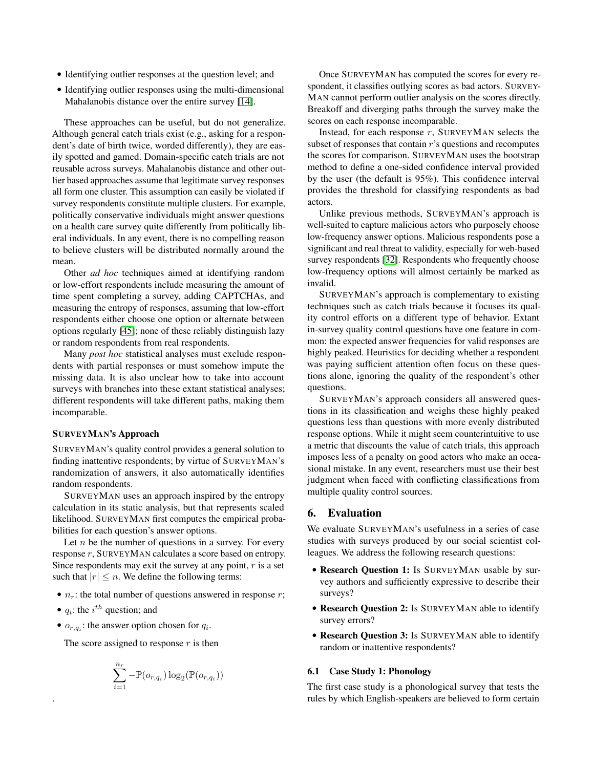- Identifying outlier responses at the question level; and
- Identifying outlier responses using the multi-dimensional Mahalanobis distance over the entire survey [14].

These approaches can be useful, but do not generalize. Although general catch trials exist (e.g., asking for a respondent's date of birth twice, worded differently), they are easily spotted and gamed. Domain-specific catch trials are not reusable across surveys. Mahalanobis distance and other outlier based approaches assume that legitimate survey responses all form one cluster. This assumption can easily be violated if survey respondents constitute multiple clusters. For example, politically conservative individuals might answer questions on a health care survey quite differently from politically liberal individuals. In any event, there is no compelling reason to believe clusters will be distributed normally around the mean.

Other *ad hoc* techniques aimed at identifying random or low-effort respondents include measuring the amount of time spent completing a survey, adding CAPTCHAs, and measuring the entropy of responses, assuming that low-effort respondents either choose one option or alternate between options regularly [45]; none of these reliably distinguish lazy or random respondents from real respondents.

Many *post hoc* statistical analyses must exclude respondents with partial responses or must somehow impute the missing data. It is also unclear how to take into account surveys with branches into these extant statistical analyses; different respondents will take different paths, making them incomparable.

#### SurveyMan's Approach

SurveyMan's quality control provides a general solution to finding inattentive respondents; by virtue of SurveyMan's randomization of answers, it also automatically identifies random respondents.

SurveyMan uses an approach inspired by the entropy calculation in its static analysis, but that represents scaled likelihood. SurveyMan first computes the empirical probabilities for each question's answer options.

Let $n$ be the number of questions in a survey. For every response $r$, SurveyMan calculates a score based on entropy. Since respondents may exit the survey at any point, $r$ is a set such that $|r| \leq n$. We define the following terms:

- $n_r$: the total number of questions answered in response $r$;
- $q_i$: the $i^{th}$ question; and
- $o_{r,q_i}$: the answer option chosen for $q_i$.

The score assigned to response $r$ is then

$$\sum_{i=1}^{n_r} -\mathbb{P}(o_{r,q_i}) \log_2(\mathbb{P}(o_{r,q_i}))$$

.

Once SurveyMan has computed the scores for every respondent, it classifies outlying scores as bad actors. SurveyMan cannot perform outlier analysis on the scores directly. Breakoff and diverging paths through the survey make the scores on each response incomparable.

Instead, for each response $r$, SurveyMan selects the subset of responses that contain $r$'s questions and recomputes the scores for comparison. SurveyMan uses the bootstrap method to define a one-sided confidence interval provided by the user (the default is 95%). This confidence interval provides the threshold for classifying respondents as bad actors.

Unlike previous methods, SurveyMan's approach is well-suited to capture malicious actors who purposely choose low-frequency answer options. Malicious respondents pose a significant and real threat to validity, especially for web-based survey respondents [32]. Respondents who frequently choose low-frequency options will almost certainly be marked as invalid.

SurveyMan's approach is complementary to existing techniques such as catch trials because it focuses its quality control efforts on a different type of behavior. Extant in-survey quality control questions have one feature in common: the expected answer frequencies for valid responses are highly peaked. Heuristics for deciding whether a respondent was paying sufficient attention often focus on these questions alone, ignoring the quality of the respondent's other questions.

SurveyMan's approach considers all answered questions in its classification and weighs these highly peaked questions less than questions with more evenly distributed response options. While it might seem counterintuitive to use a metric that discounts the value of catch trials, this approach imposes less of a penalty on good actors who make an occasional mistake. In any event, researchers must use their best judgment when faced with conflicting classifications from multiple quality control sources.

## 6. Evaluation

We evaluate SurveyMan's usefulness in a series of case studies with surveys produced by our social scientist colleagues. We address the following research questions:

- **Research Question 1:** Is SurveyMan usable by survey authors and sufficiently expressive to describe their surveys?
- **Research Question 2:** Is SurveyMan able to identify survey errors?
- **Research Question 3:** Is SurveyMan able to identify random or inattentive respondents?

### 6.1 Case Study 1: Phonology

The first case study is a phonological survey that tests the rules by which English-speakers are believed to form certain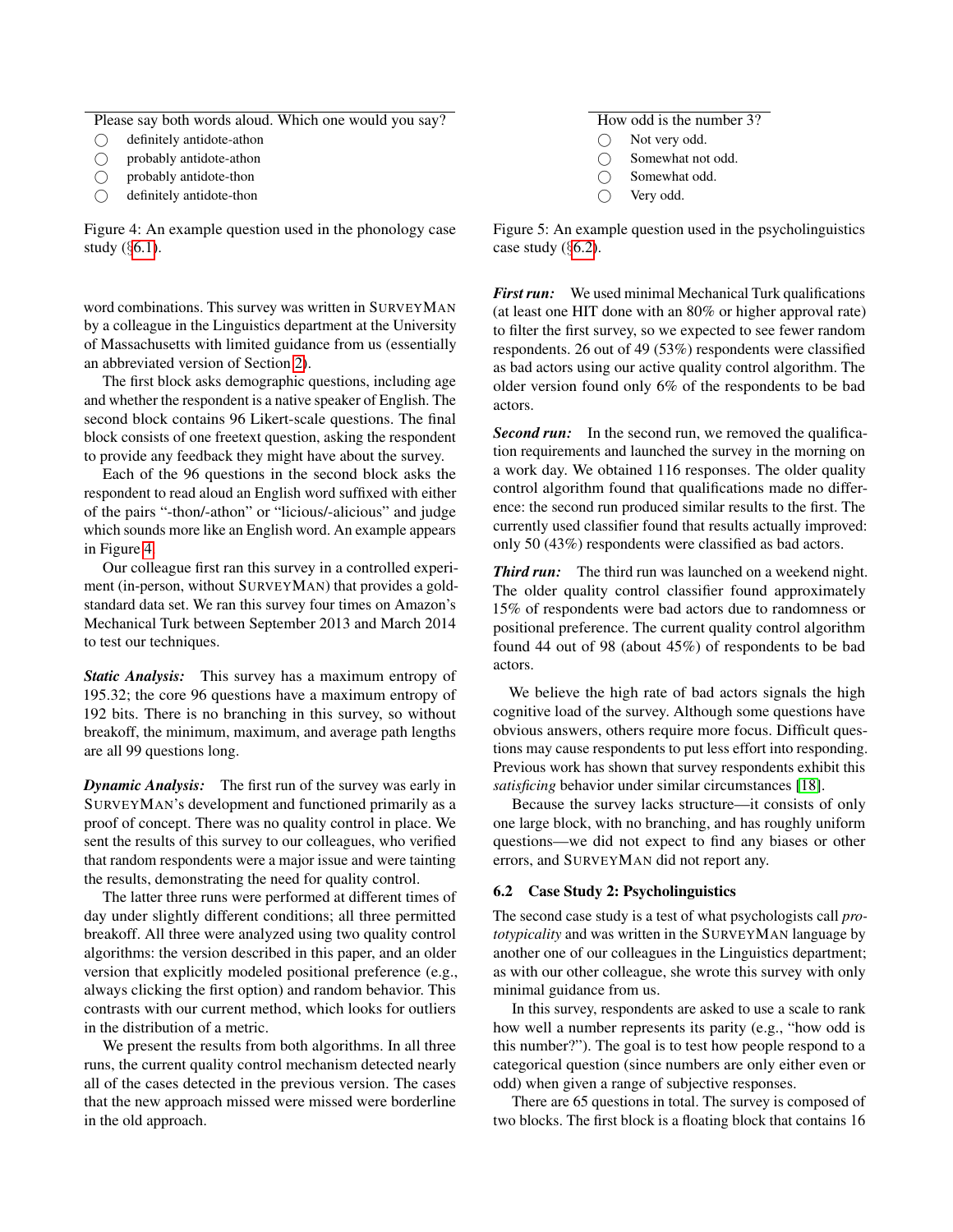Please say both words aloud. Which one would you say?

- ◯ definitely antidote-athon
- ◯ probably antidote-athon
- ◯ probably antidote-thon
- ◯ definitely antidote-thon

Figure 4: An example question used in the phonology case study (§6.1).

How odd is the number 3?

- ◯ Not very odd.
- ◯ Somewhat not odd.
- ◯ Somewhat odd.
- ◯ Very odd.

Figure 5: An example question used in the psycholinguistics case study (§6.2).

word combinations. This survey was written in SURVEYMAN by a colleague in the Linguistics department at the University of Massachusetts with limited guidance from us (essentially an abbreviated version of Section 2).

The first block asks demographic questions, including age and whether the respondent is a native speaker of English. The second block contains 96 Likert-scale questions. The final block consists of one freetext question, asking the respondent to provide any feedback they might have about the survey.

Each of the 96 questions in the second block asks the respondent to read aloud an English word suffixed with either of the pairs "-thon/-athon" or "licious/-alicious" and judge which sounds more like an English word. An example appears in Figure 4.

Our colleague first ran this survey in a controlled experiment (in-person, without SURVEYMAN) that provides a gold-standard data set. We ran this survey four times on Amazon's Mechanical Turk between September 2013 and March 2014 to test our techniques.

***Static Analysis:*** This survey has a maximum entropy of 195.32; the core 96 questions have a maximum entropy of 192 bits. There is no branching in this survey, so without breakoff, the minimum, maximum, and average path lengths are all 99 questions long.

***Dynamic Analysis:*** The first run of the survey was early in SURVEYMAN's development and functioned primarily as a proof of concept. There was no quality control in place. We sent the results of this survey to our colleagues, who verified that random respondents were a major issue and were tainting the results, demonstrating the need for quality control.

The latter three runs were performed at different times of day under slightly different conditions; all three permitted breakoff. All three were analyzed using two quality control algorithms: the version described in this paper, and an older version that explicitly modeled positional preference (e.g., always clicking the first option) and random behavior. This contrasts with our current method, which looks for outliers in the distribution of a metric.

We present the results from both algorithms. In all three runs, the current quality control mechanism detected nearly all of the cases detected in the previous version. The cases that the new approach missed were missed were borderline in the old approach.

***First run:*** We used minimal Mechanical Turk qualifications (at least one HIT done with an 80% or higher approval rate) to filter the first survey, so we expected to see fewer random respondents. 26 out of 49 (53%) respondents were classified as bad actors using our active quality control algorithm. The older version found only 6% of the respondents to be bad actors.

***Second run:*** In the second run, we removed the qualification requirements and launched the survey in the morning on a work day. We obtained 116 responses. The older quality control algorithm found that qualifications made no difference: the second run produced similar results to the first. The currently used classifier found that results actually improved: only 50 (43%) respondents were classified as bad actors.

***Third run:*** The third run was launched on a weekend night. The older quality control classifier found approximately 15% of respondents were bad actors due to randomness or positional preference. The current quality control algorithm found 44 out of 98 (about 45%) of respondents to be bad actors.

We believe the high rate of bad actors signals the high cognitive load of the survey. Although some questions have obvious answers, others require more focus. Difficult questions may cause respondents to put less effort into responding. Previous work has shown that survey respondents exhibit this *satisficing* behavior under similar circumstances [18].

Because the survey lacks structure—it consists of only one large block, with no branching, and has roughly uniform questions—we did not expect to find any biases or other errors, and SURVEYMAN did not report any.

### 6.2 Case Study 2: Psycholinguistics

The second case study is a test of what psychologists call *prototypicality* and was written in the SURVEYMAN language by another one of our colleagues in the Linguistics department; as with our other colleague, she wrote this survey with only minimal guidance from us.

In this survey, respondents are asked to use a scale to rank how well a number represents its parity (e.g., "how odd is this number?"). The goal is to test how people respond to a categorical question (since numbers are only either even or odd) when given a range of subjective responses.

There are 65 questions in total. The survey is composed of two blocks. The first block is a floating block that contains 16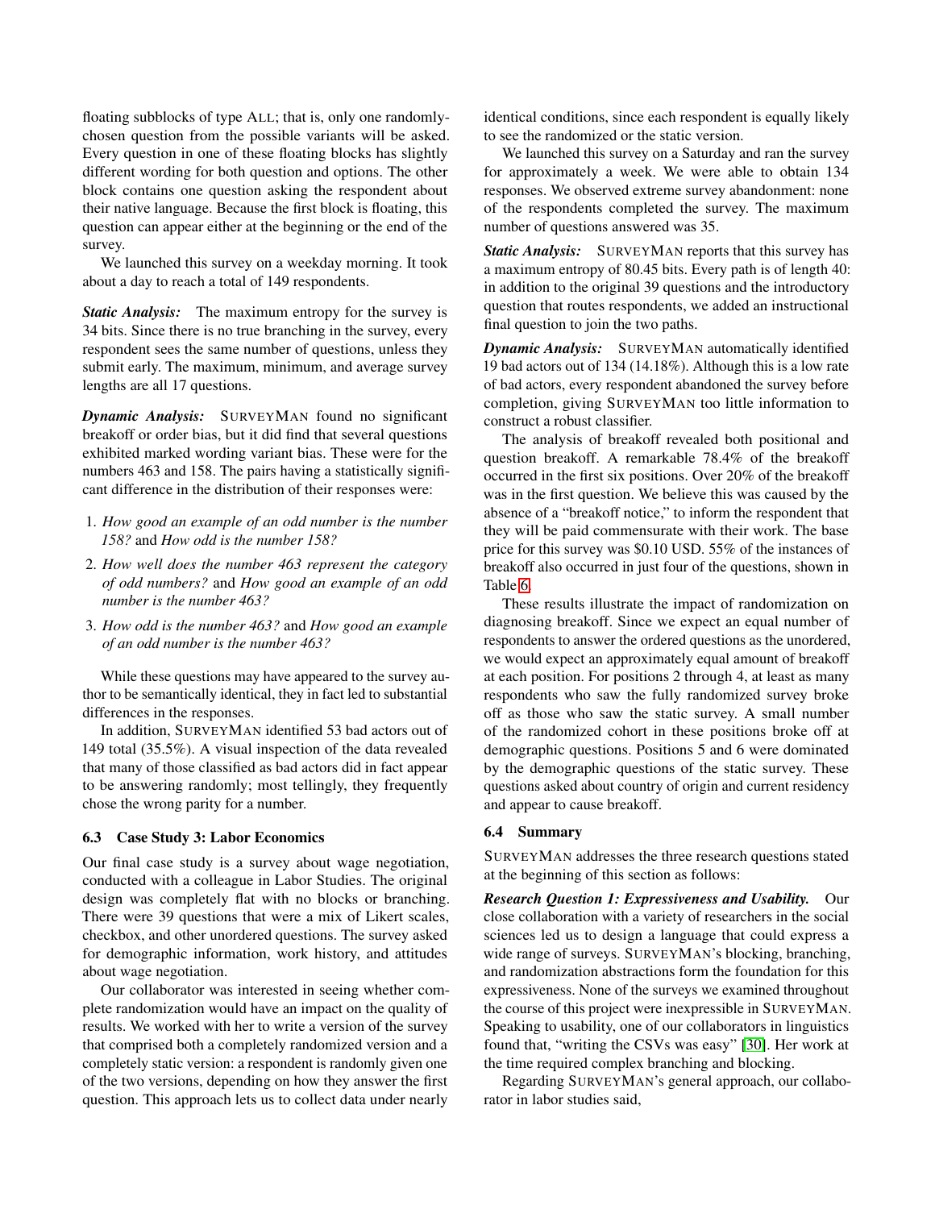floating subblocks of type ALL; that is, only one randomly-chosen question from the possible variants will be asked. Every question in one of these floating blocks has slightly different wording for both question and options. The other block contains one question asking the respondent about their native language. Because the first block is floating, this question can appear either at the beginning or the end of the survey.

We launched this survey on a weekday morning. It took about a day to reach a total of 149 respondents.

***Static Analysis:*** The maximum entropy for the survey is 34 bits. Since there is no true branching in the survey, every respondent sees the same number of questions, unless they submit early. The maximum, minimum, and average survey lengths are all 17 questions.

***Dynamic Analysis:*** SURVEYMAN found no significant breakoff or order bias, but it did find that several questions exhibited marked wording variant bias. These were for the numbers 463 and 158. The pairs having a statistically significant difference in the distribution of their responses were:

1. *How good an example of an odd number is the number 158?* and *How odd is the number 158?*
2. *How well does the number 463 represent the category of odd numbers?* and *How good an example of an odd number is the number 463?*
3. *How odd is the number 463?* and *How good an example of an odd number is the number 463?*

While these questions may have appeared to the survey author to be semantically identical, they in fact led to substantial differences in the responses.

In addition, SURVEYMAN identified 53 bad actors out of 149 total (35.5%). A visual inspection of the data revealed that many of those classified as bad actors did in fact appear to be answering randomly; most tellingly, they frequently chose the wrong parity for a number.

### 6.3 Case Study 3: Labor Economics

Our final case study is a survey about wage negotiation, conducted with a colleague in Labor Studies. The original design was completely flat with no blocks or branching. There were 39 questions that were a mix of Likert scales, checkbox, and other unordered questions. The survey asked for demographic information, work history, and attitudes about wage negotiation.

Our collaborator was interested in seeing whether complete randomization would have an impact on the quality of results. We worked with her to write a version of the survey that comprised both a completely randomized version and a completely static version: a respondent is randomly given one of the two versions, depending on how they answer the first question. This approach lets us to collect data under nearly identical conditions, since each respondent is equally likely to see the randomized or the static version.

We launched this survey on a Saturday and ran the survey for approximately a week. We were able to obtain 134 responses. We observed extreme survey abandonment: none of the respondents completed the survey. The maximum number of questions answered was 35.

***Static Analysis:*** SURVEYMAN reports that this survey has a maximum entropy of 80.45 bits. Every path is of length 40: in addition to the original 39 questions and the introductory question that routes respondents, we added an instructional final question to join the two paths.

***Dynamic Analysis:*** SURVEYMAN automatically identified 19 bad actors out of 134 (14.18%). Although this is a low rate of bad actors, every respondent abandoned the survey before completion, giving SURVEYMAN too little information to construct a robust classifier.

The analysis of breakoff revealed both positional and question breakoff. A remarkable 78.4% of the breakoff occurred in the first six positions. Over 20% of the breakoff was in the first question. We believe this was caused by the absence of a "breakoff notice," to inform the respondent that they will be paid commensurate with their work. The base price for this survey was $0.10 USD. 55% of the instances of breakoff also occurred in just four of the questions, shown in Table 6.

These results illustrate the impact of randomization on diagnosing breakoff. Since we expect an equal number of respondents to answer the ordered questions as the unordered, we would expect an approximately equal amount of breakoff at each position. For positions 2 through 4, at least as many respondents who saw the fully randomized survey broke off as those who saw the static survey. A small number of the randomized cohort in these positions broke off at demographic questions. Positions 5 and 6 were dominated by the demographic questions of the static survey. These questions asked about country of origin and current residency and appear to cause breakoff.

### 6.4 Summary

SURVEYMAN addresses the three research questions stated at the beginning of this section as follows:

***Research Question 1: Expressiveness and Usability.*** Our close collaboration with a variety of researchers in the social sciences led us to design a language that could express a wide range of surveys. SURVEYMAN's blocking, branching, and randomization abstractions form the foundation for this expressiveness. None of the surveys we examined throughout the course of this project were inexpressible in SURVEYMAN. Speaking to usability, one of our collaborators in linguistics found that, "writing the CSVs was easy" [30]. Her work at the time required complex branching and blocking.

Regarding SURVEYMAN's general approach, our collaborator in labor studies said,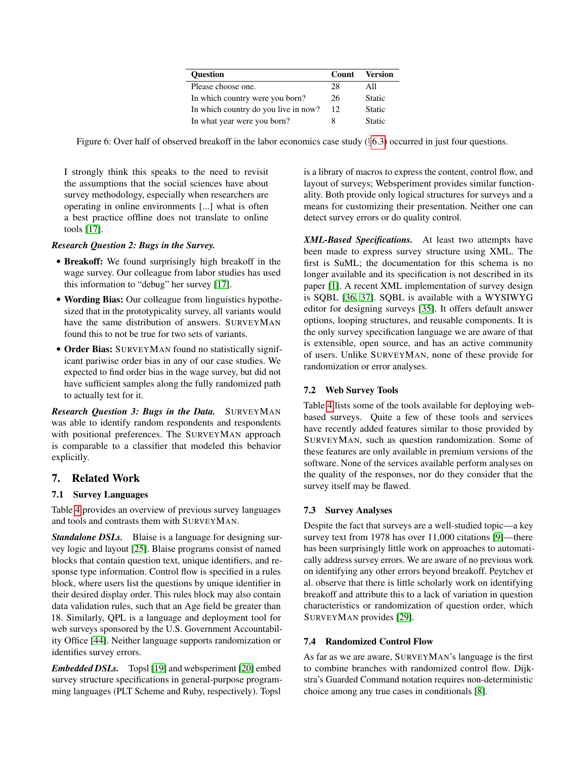| Question | Count | Version |
|---|---|---|
| Please choose one. | 28 | All |
| In which country were you born? | 26 | Static |
| In which country do you live in now? | 12 | Static |
| In what year were you born? | 8 | Static |

Figure 6: Over half of observed breakoff in the labor economics case study (§6.3) occurred in just four questions.

> I strongly think this speaks to the need to revisit the assumptions that the social sciences have about survey methodology, especially when researchers are operating in online environments [...] what is often a best practice offline does not translate to online tools [17].

***Research Question 2: Bugs in the Survey.***

- **Breakoff:** We found surprisingly high breakoff in the wage survey. Our colleague from labor studies has used this information to "debug" her survey [17].
- **Wording Bias:** Our colleague from linguistics hypothesized that in the prototypicality survey, all variants would have the same distribution of answers. SURVEYMAN found this to not be true for two sets of variants.
- **Order Bias:** SURVEYMAN found no statistically significant pariwise order bias in any of our case studies. We expected to find order bias in the wage survey, but did not have sufficient samples along the fully randomized path to actually test for it.

***Research Question 3: Bugs in the Data.*** SURVEYMAN was able to identify random respondents and respondents with positional preferences. The SURVEYMAN approach is comparable to a classifier that modeled this behavior explicitly.

# 7. Related Work

## 7.1 Survey Languages

Table 4 provides an overview of previous survey languages and tools and contrasts them with SURVEYMAN.

***Standalone DSLs.*** Blaise is a language for designing survey logic and layout [25]. Blaise programs consist of named blocks that contain question text, unique identifiers, and response type information. Control flow is specified in a rules block, where users list the questions by unique identifier in their desired display order. This rules block may also contain data validation rules, such that an Age field be greater than 18. Similarly, QPL is a language and deployment tool for web surveys sponsored by the U.S. Government Accountability Office [44]. Neither language supports randomization or identifies survey errors.

***Embedded DSLs.*** Topsl [19] and websperiment [20] embed survey structure specifications in general-purpose programming languages (PLT Scheme and Ruby, respectively). Topsl is a library of macros to express the content, control flow, and layout of surveys; Websperiment provides similar functionality. Both provide only logical structures for surveys and a means for customizing their presentation. Neither one can detect survey errors or do quality control.

***XML-Based Specifications.*** At least two attempts have been made to express survey structure using XML. The first is SuML; the documentation for this schema is no longer available and its specification is not described in its paper [1]. A recent XML implementation of survey design is SQBL [36, 37]. SQBL is available with a WYSIWYG editor for designing surveys [35]. It offers default answer options, looping structures, and reusable components. It is the only survey specification language we are aware of that is extensible, open source, and has an active community of users. Unlike SURVEYMAN, none of these provide for randomization or error analyses.

## 7.2 Web Survey Tools

Table 4 lists some of the tools available for deploying web-based surveys. Quite a few of these tools and services have recently added features similar to those provided by SURVEYMAN, such as question randomization. Some of these features are only available in premium versions of the software. None of the services available perform analyses on the quality of the responses, nor do they consider that the survey itself may be flawed.

## 7.3 Survey Analyses

Despite the fact that surveys are a well-studied topic—a key survey text from 1978 has over 11,000 citations [9]—there has been surprisingly little work on approaches to automatically address survey errors. We are aware of no previous work on identifying any other errors beyond breakoff. Peytchev et al. observe that there is little scholarly work on identifying breakoff and attribute this to a lack of variation in question characteristics or randomization of question order, which SURVEYMAN provides [29].

## 7.4 Randomized Control Flow

As far as we are aware, SURVEYMAN's language is the first to combine branches with randomized control flow. Dijkstra's Guarded Command notation requires non-deterministic choice among any true cases in conditionals [8].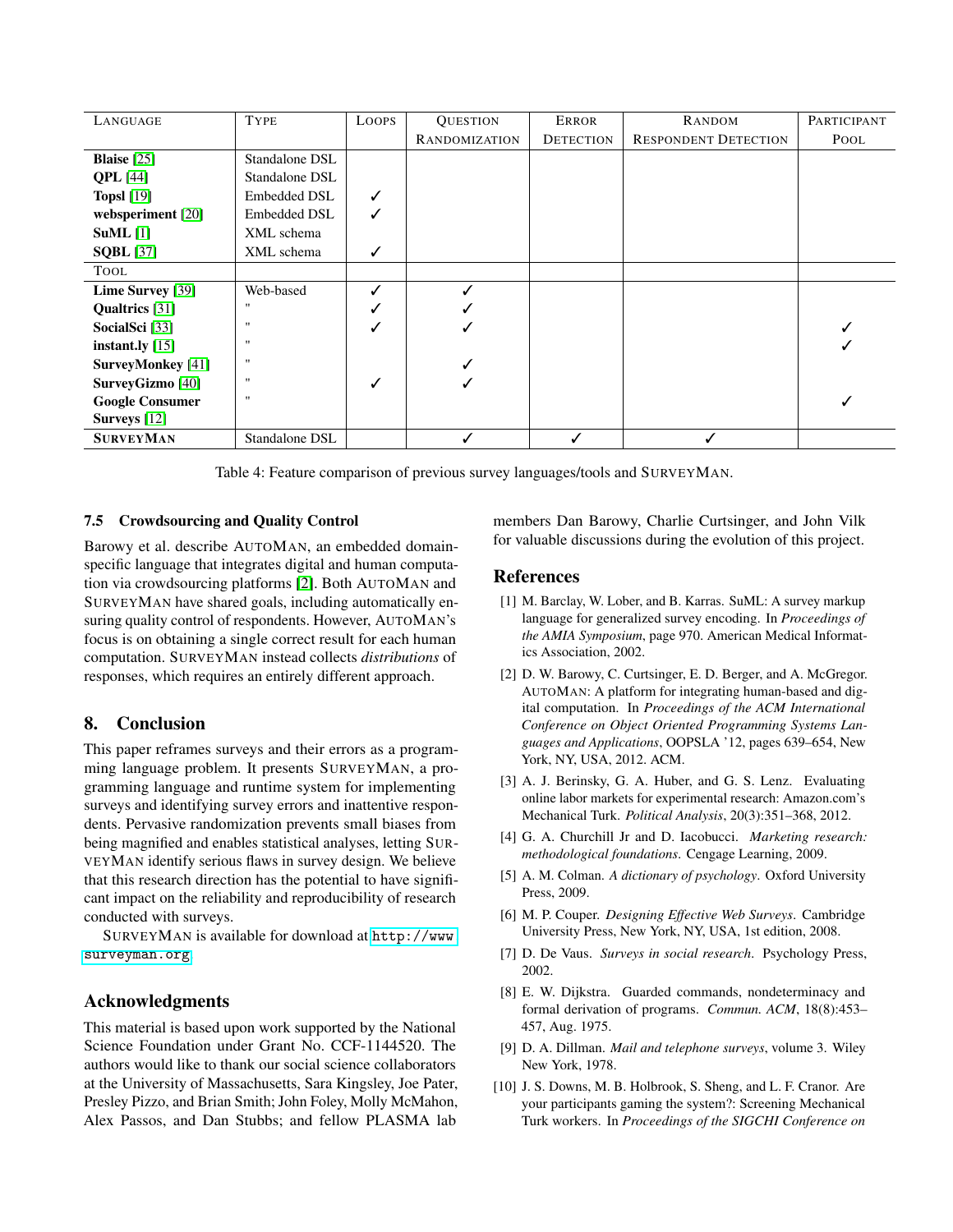| Language | Type | Loops | Question Randomization | Error Detection | Random Respondent Detection | Participant Pool |
|---|---|---|---|---|---|---|
| **Blaise** [25] | Standalone DSL | | | | | |
| **QPL** [44] | Standalone DSL | | | | | |
| **Topsl** [19] | Embedded DSL | ✓ | | | | |
| **websperiment** [20] | Embedded DSL | ✓ | | | | |
| **SuML** [1] | XML schema | | | | | |
| **SQBL** [37] | XML schema | ✓ | | | | |
| Tool | | | | | | |
| **Lime Survey** [39] | Web-based | ✓ | ✓ | | | |
| **Qualtrics** [31] | " | ✓ | ✓ | | | |
| **SocialSci** [33] | " | ✓ | ✓ | | | ✓ |
| **instant.ly** [15] | " | | | | | ✓ |
| **SurveyMonkey** [41] | " | | ✓ | | | |
| **SurveyGizmo** [40] | " | ✓ | ✓ | | | |
| **Google Consumer Surveys** [12] | " | | | | | ✓ |
| **SurveyMan** | Standalone DSL | | ✓ | ✓ | ✓ | |

Table 4: Feature comparison of previous survey languages/tools and SurveyMan.

### 7.5 Crowdsourcing and Quality Control

Barowy et al. describe AutoMan, an embedded domain-specific language that integrates digital and human computation via crowdsourcing platforms [2]. Both AutoMan and SurveyMan have shared goals, including automatically ensuring quality control of respondents. However, AutoMan's focus is on obtaining a single correct result for each human computation. SurveyMan instead collects *distributions* of responses, which requires an entirely different approach.

## 8. Conclusion

This paper reframes surveys and their errors as a programming language problem. It presents SurveyMan, a programming language and runtime system for implementing surveys and identifying survey errors and inattentive respondents. Pervasive randomization prevents small biases from being magnified and enables statistical analyses, letting SurveyMan identify serious flaws in survey design. We believe that this research direction has the potential to have significant impact on the reliability and reproducibility of research conducted with surveys.

SurveyMan is available for download at `http://www.surveyman.org`.

## Acknowledgments

This material is based upon work supported by the National Science Foundation under Grant No. CCF-1144520. The authors would like to thank our social science collaborators at the University of Massachusetts, Sara Kingsley, Joe Pater, Presley Pizzo, and Brian Smith; John Foley, Molly McMahon, Alex Passos, and Dan Stubbs; and fellow PLASMA lab members Dan Barowy, Charlie Curtsinger, and John Vilk for valuable discussions during the evolution of this project.

## References

[1] M. Barclay, W. Lober, and B. Karras. SuML: A survey markup language for generalized survey encoding. In *Proceedings of the AMIA Symposium*, page 970. American Medical Informatics Association, 2002.

[2] D. W. Barowy, C. Curtsinger, E. D. Berger, and A. McGregor. AutoMan: A platform for integrating human-based and digital computation. In *Proceedings of the ACM International Conference on Object Oriented Programming Systems Languages and Applications*, OOPSLA '12, pages 639–654, New York, NY, USA, 2012. ACM.

[3] A. J. Berinsky, G. A. Huber, and G. S. Lenz. Evaluating online labor markets for experimental research: Amazon.com's Mechanical Turk. *Political Analysis*, 20(3):351–368, 2012.

[4] G. A. Churchill Jr and D. Iacobucci. *Marketing research: methodological foundations*. Cengage Learning, 2009.

[5] A. M. Colman. *A dictionary of psychology*. Oxford University Press, 2009.

[6] M. P. Couper. *Designing Effective Web Surveys*. Cambridge University Press, New York, NY, USA, 1st edition, 2008.

[7] D. De Vaus. *Surveys in social research*. Psychology Press, 2002.

[8] E. W. Dijkstra. Guarded commands, nondeterminacy and formal derivation of programs. *Commun. ACM*, 18(8):453–457, Aug. 1975.

[9] D. A. Dillman. *Mail and telephone surveys*, volume 3. Wiley New York, 1978.

[10] J. S. Downs, M. B. Holbrook, S. Sheng, and L. F. Cranor. Are your participants gaming the system?: Screening Mechanical Turk workers. In *Proceedings of the SIGCHI Conference on*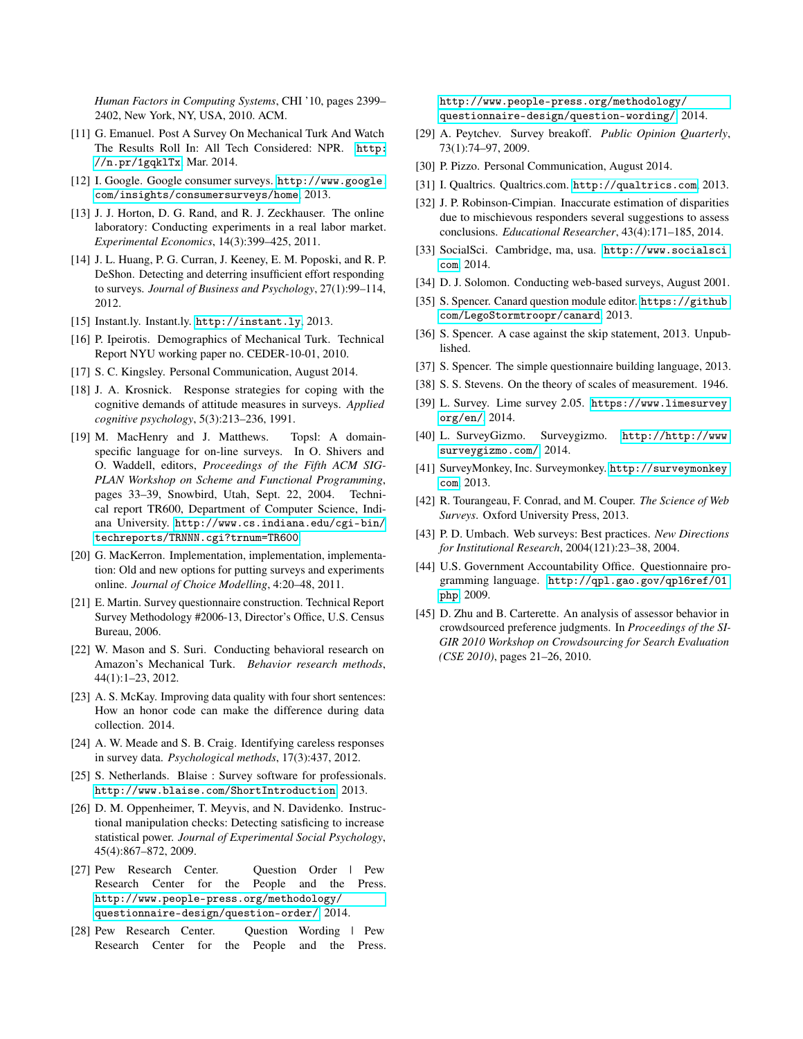*Human Factors in Computing Systems*, CHI '10, pages 2399–2402, New York, NY, USA, 2010. ACM.

[11] G. Emanuel. Post A Survey On Mechanical Turk And Watch The Results Roll In: All Tech Considered: NPR. http://n.pr/1gqklTx, Mar. 2014.

[12] I. Google. Google consumer surveys. http://www.google.com/insights/consumersurveys/home, 2013.

[13] J. J. Horton, D. G. Rand, and R. J. Zeckhauser. The online laboratory: Conducting experiments in a real labor market. *Experimental Economics*, 14(3):399–425, 2011.

[14] J. L. Huang, P. G. Curran, J. Keeney, E. M. Poposki, and R. P. DeShon. Detecting and deterring insufficient effort responding to surveys. *Journal of Business and Psychology*, 27(1):99–114, 2012.

[15] Instant.ly. Instant.ly. http://instant.ly, 2013.

[16] P. Ipeirotis. Demographics of Mechanical Turk. Technical Report NYU working paper no. CEDER-10-01, 2010.

[17] S. C. Kingsley. Personal Communication, August 2014.

[18] J. A. Krosnick. Response strategies for coping with the cognitive demands of attitude measures in surveys. *Applied cognitive psychology*, 5(3):213–236, 1991.

[19] M. MacHenry and J. Matthews. Topsl: A domain-specific language for on-line surveys. In O. Shivers and O. Waddell, editors, *Proceedings of the Fifth ACM SIGPLAN Workshop on Scheme and Functional Programming*, pages 33–39, Snowbird, Utah, Sept. 22, 2004. Technical report TR600, Department of Computer Science, Indiana University. http://www.cs.indiana.edu/cgi-bin/techreports/TRNNN.cgi?trnum=TR600.

[20] G. MacKerron. Implementation, implementation, implementation: Old and new options for putting surveys and experiments online. *Journal of Choice Modelling*, 4:20–48, 2011.

[21] E. Martin. Survey questionnaire construction. Technical Report Survey Methodology #2006-13, Director's Office, U.S. Census Bureau, 2006.

[22] W. Mason and S. Suri. Conducting behavioral research on Amazon's Mechanical Turk. *Behavior research methods*, 44(1):1–23, 2012.

[23] A. S. McKay. Improving data quality with four short sentences: How an honor code can make the difference during data collection. 2014.

[24] A. W. Meade and S. B. Craig. Identifying careless responses in survey data. *Psychological methods*, 17(3):437, 2012.

[25] S. Netherlands. Blaise : Survey software for professionals. http://www.blaise.com/ShortIntroduction, 2013.

[26] D. M. Oppenheimer, T. Meyvis, and N. Davidenko. Instructional manipulation checks: Detecting satisficing to increase statistical power. *Journal of Experimental Social Psychology*, 45(4):867–872, 2009.

[27] Pew Research Center. Question Order | Pew Research Center for the People and the Press. http://www.people-press.org/methodology/questionnaire-design/question-order/, 2014.

[28] Pew Research Center. Question Wording | Pew Research Center for the People and the Press. http://www.people-press.org/methodology/questionnaire-design/question-wording/, 2014.

[29] A. Peytchev. Survey breakoff. *Public Opinion Quarterly*, 73(1):74–97, 2009.

[30] P. Pizzo. Personal Communication, August 2014.

[31] I. Qualtrics. Qualtrics.com. http://qualtrics.com, 2013.

[32] J. P. Robinson-Cimpian. Inaccurate estimation of disparities due to mischievous responders several suggestions to assess conclusions. *Educational Researcher*, 43(4):171–185, 2014.

[33] SocialSci. Cambridge, ma, usa. http://www.socialsci.com, 2014.

[34] D. J. Solomon. Conducting web-based surveys, August 2001.

[35] S. Spencer. Canard question module editor. https://github.com/LegoStormtroopr/canard, 2013.

[36] S. Spencer. A case against the skip statement, 2013. Unpublished.

[37] S. Spencer. The simple questionnaire building language, 2013.

[38] S. S. Stevens. On the theory of scales of measurement. 1946.

[39] L. Survey. Lime survey 2.05. https://www.limesurvey.org/en/, 2014.

[40] L. SurveyGizmo. Surveygizmo. http://http://www.surveygizmo.com/, 2014.

[41] SurveyMonkey, Inc. Surveymonkey. http://surveymonkey.com, 2013.

[42] R. Tourangeau, F. Conrad, and M. Couper. *The Science of Web Surveys*. Oxford University Press, 2013.

[43] P. D. Umbach. Web surveys: Best practices. *New Directions for Institutional Research*, 2004(121):23–38, 2004.

[44] U.S. Government Accountability Office. Questionnaire programming language. http://qpl.gao.gov/qpl6ref/01.php, 2009.

[45] D. Zhu and B. Carterette. An analysis of assessor behavior in crowdsourced preference judgments. In *Proceedings of the SIGIR 2010 Workshop on Crowdsourcing for Search Evaluation (CSE 2010)*, pages 21–26, 2010.